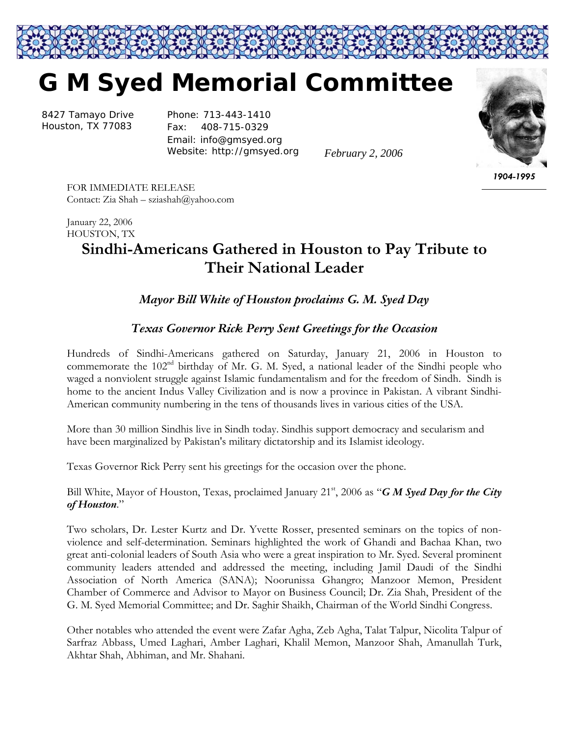# G M Syed Memorial Committee

8427 Tamayo Drive
Houston, TX 77083

Phone: 713-443-1410
Fax: 408-715-0329
Email: info@gmsyed.org
Website: http://gmsyed.org

*February 2, 2006*

*1904-1995*

FOR IMMEDIATE RELEASE
Contact: Zia Shah – sziashah@yahoo.com

January 22, 2006
HOUSTON, TX

## Sindhi-Americans Gathered in Houston to Pay Tribute to Their National Leader

### *Mayor Bill White of Houston proclaims G. M. Syed Day*

### *Texas Governor Rick Perry Sent Greetings for the Occasion*

Hundreds of Sindhi-Americans gathered on Saturday, January 21, 2006 in Houston to commemorate the 102nd birthday of Mr. G. M. Syed, a national leader of the Sindhi people who waged a nonviolent struggle against Islamic fundamentalism and for the freedom of Sindh. Sindh is home to the ancient Indus Valley Civilization and is now a province in Pakistan. A vibrant Sindhi-American community numbering in the tens of thousands lives in various cities of the USA.

More than 30 million Sindhis live in Sindh today. Sindhis support democracy and secularism and have been marginalized by Pakistan's military dictatorship and its Islamist ideology.

Texas Governor Rick Perry sent his greetings for the occasion over the phone.

Bill White, Mayor of Houston, Texas, proclaimed January 21st, 2006 as "***G M Syed Day for the City of Houston***."

Two scholars, Dr. Lester Kurtz and Dr. Yvette Rosser, presented seminars on the topics of non-violence and self-determination. Seminars highlighted the work of Ghandi and Bachaa Khan, two great anti-colonial leaders of South Asia who were a great inspiration to Mr. Syed. Several prominent community leaders attended and addressed the meeting, including Jamil Daudi of the Sindhi Association of North America (SANA); Noorunissa Ghangro; Manzoor Memon, President Chamber of Commerce and Advisor to Mayor on Business Council; Dr. Zia Shah, President of the G. M. Syed Memorial Committee; and Dr. Saghir Shaikh, Chairman of the World Sindhi Congress.

Other notables who attended the event were Zafar Agha, Zeb Agha, Talat Talpur, Nicolita Talpur of Sarfraz Abbass, Umed Laghari, Amber Laghari, Khalil Memon, Manzoor Shah, Amanullah Turk, Akhtar Shah, Abhiman, and Mr. Shahani.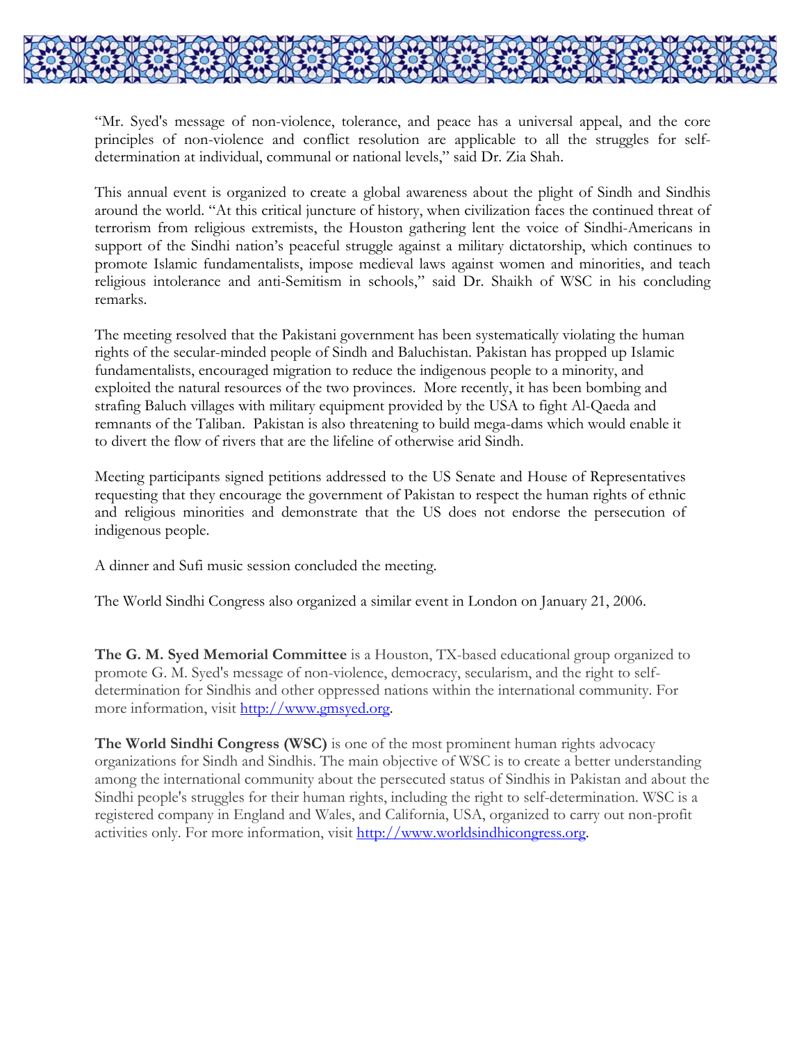"Mr. Syed's message of non-violence, tolerance, and peace has a universal appeal, and the core principles of non-violence and conflict resolution are applicable to all the struggles for self-determination at individual, communal or national levels," said Dr. Zia Shah.

This annual event is organized to create a global awareness about the plight of Sindh and Sindhis around the world. "At this critical juncture of history, when civilization faces the continued threat of terrorism from religious extremists, the Houston gathering lent the voice of Sindhi-Americans in support of the Sindhi nation's peaceful struggle against a military dictatorship, which continues to promote Islamic fundamentalists, impose medieval laws against women and minorities, and teach religious intolerance and anti-Semitism in schools," said Dr. Shaikh of WSC in his concluding remarks.

The meeting resolved that the Pakistani government has been systematically violating the human rights of the secular-minded people of Sindh and Baluchistan. Pakistan has propped up Islamic fundamentalists, encouraged migration to reduce the indigenous people to a minority, and exploited the natural resources of the two provinces. More recently, it has been bombing and strafing Baluch villages with military equipment provided by the USA to fight Al-Qaeda and remnants of the Taliban. Pakistan is also threatening to build mega-dams which would enable it to divert the flow of rivers that are the lifeline of otherwise arid Sindh.

Meeting participants signed petitions addressed to the US Senate and House of Representatives requesting that they encourage the government of Pakistan to respect the human rights of ethnic and religious minorities and demonstrate that the US does not endorse the persecution of indigenous people.

A dinner and Sufi music session concluded the meeting.

The World Sindhi Congress also organized a similar event in London on January 21, 2006.

**The G. M. Syed Memorial Committee** is a Houston, TX-based educational group organized to promote G. M. Syed's message of non-violence, democracy, secularism, and the right to self-determination for Sindhis and other oppressed nations within the international community. For more information, visit http://www.gmsyed.org.

**The World Sindhi Congress (WSC)** is one of the most prominent human rights advocacy organizations for Sindh and Sindhis. The main objective of WSC is to create a better understanding among the international community about the persecuted status of Sindhis in Pakistan and about the Sindhi people's struggles for their human rights, including the right to self-determination. WSC is a registered company in England and Wales, and California, USA, organized to carry out non-profit activities only. For more information, visit http://www.worldsindhicongress.org.